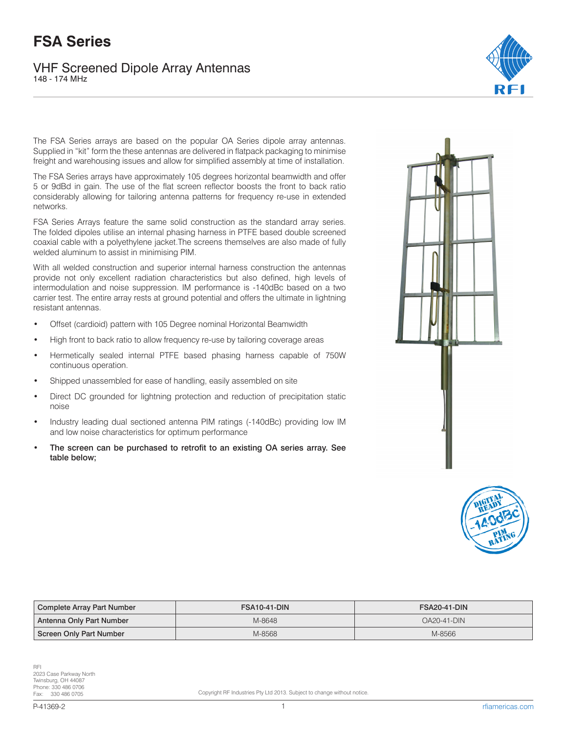# FSA Series

## VHF Screened Dipole Array Antennas

148 - 174 MHz

The FSA Series arrays are based on the popular OA Series dipole array antennas. Supplied in "kit" form the these antennas are delivered in flatpack packaging to minimise freight and warehousing issues and allow for simplified assembly at time of installation.

The FSA Series arrays have approximately 105 degrees horizontal beamwidth and offer 5 or 9dBd in gain. The use of the flat screen reflector boosts the front to back ratio considerably allowing for tailoring antenna patterns for frequency re-use in extended networks.

FSA Series Arrays feature the same solid construction as the standard array series. The folded dipoles utilise an internal phasing harness in PTFE based double screened coaxial cable with a polyethylene jacket.The screens themselves are also made of fully welded aluminum to assist in minimising PIM.

With all welded construction and superior internal harness construction the antennas provide not only excellent radiation characteristics but also defined, high levels of intermodulation and noise suppression. IM performance is -140dBc based on a two carrier test. The entire array rests at ground potential and offers the ultimate in lightning resistant antennas.

- Offset (cardioid) pattern with 105 Degree nominal Horizontal Beamwidth
- High front to back ratio to allow frequency re-use by tailoring coverage areas
- Hermetically sealed internal PTFE based phasing harness capable of 750W continuous operation.
- Shipped unassembled for ease of handling, easily assembled on site
- Direct DC grounded for lightning protection and reduction of precipitation static noise
- Industry leading dual sectioned antenna PIM ratings (-140dBc) providing low IM and low noise characteristics for optimum performance
- **The screen can be purchased to retrofit to an existing OA series array. See table below;**

| Complete Array Part Number | FSA10-41-DIN | FSA20-41-DIN |
|---|---|---|
| Antenna Only Part Number | M-8648 | OA20-41-DIN |
| Screen Only Part Number | M-8568 | M-8566 |

RFI
2023 Case Parkway North
Twinsburg, OH 44087
Phone: 330 486 0706
Fax: 330 486 0705

Copyright RF Industries Pty Ltd 2013. Subject to change without notice.

P-41369-2

rfiamericas.com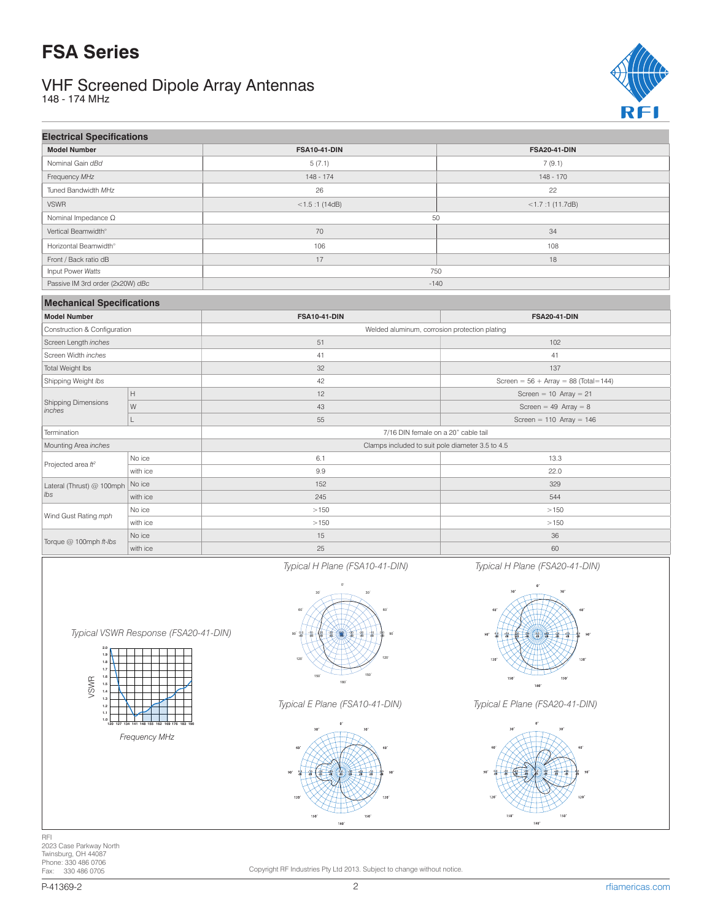# FSA Series

## VHF Screened Dipole Array Antennas

148 - 174 MHz

### Electrical Specifications

| Model Number | FSA10-41-DIN | FSA20-41-DIN |
|---|---|---|
| Nominal Gain *dBd* | 5 (7.1) | 7 (9.1) |
| Frequency *MHz* | 148 - 174 | 148 - 170 |
| Tuned Bandwidth *MHz* | 26 | 22 |
| VSWR | <1.5 :1 (14dB) | <1.7 :1 (11.7dB) |
| Nominal Impedance Ω | 50 | |
| Vertical Beamwidth° | 70 | 34 |
| Horizontal Beamwidth° | 106 | 108 |
| Front / Back ratio dB | 17 | 18 |
| Input Power *Watts* | 750 | |
| Passive IM 3rd order (2x20W) *dBc* | -140 | |

### Mechanical Specifications

| Model Number | | FSA10-41-DIN | FSA20-41-DIN |
|---|---|---|---|
| Construction & Configuration | | Welded aluminum, corrosion protection plating | |
| Screen Length *inches* | | 51 | 102 |
| Screen Width *inches* | | 41 | 41 |
| Total Weight lbs | | 32 | 137 |
| Shipping Weight *lbs* | | 42 | Screen = 56 + Array = 88 (Total=144) |
| Shipping Dimensions *inches* | H | 12 | Screen = 10 Array = 21 |
| | W | 43 | Screen = 49 Array = 8 |
| | L | 55 | Screen = 110 Array = 146 |
| Termination | | 7/16 DIN female on a 20" cable tail | |
| Mounting Area *inches* | | Clamps included to suit pole diameter 3.5 to 4.5 | |
| Projected area *ft²* | No ice | 6.1 | 13.3 |
| | with ice | 9.9 | 22.0 |
| Lateral (Thrust) @ 100mph *lbs* | No ice | 152 | 329 |
| | with ice | 245 | 544 |
| Wind Gust Rating *mph* | No ice | >150 | >150 |
| | with ice | >150 | >150 |
| Torque @ 100mph *ft-lbs* | No ice | 15 | 36 |
| | with ice | 25 | 60 |

*Typical VSWR Response (FSA20-41-DIN)*

VSWR

Frequency MHz

*Typical H Plane (FSA10-41-DIN)*

*Typical H Plane (FSA20-41-DIN)*

*Typical E Plane (FSA10-41-DIN)*

*Typical E Plane (FSA20-41-DIN)*

RFI
2023 Case Parkway North
Twinsburg, OH 44087
Phone: 330 486 0706
Fax: 330 486 0705

Copyright RF Industries Pty Ltd 2013. Subject to change without notice.

P-41369-2

rfiamericas.com